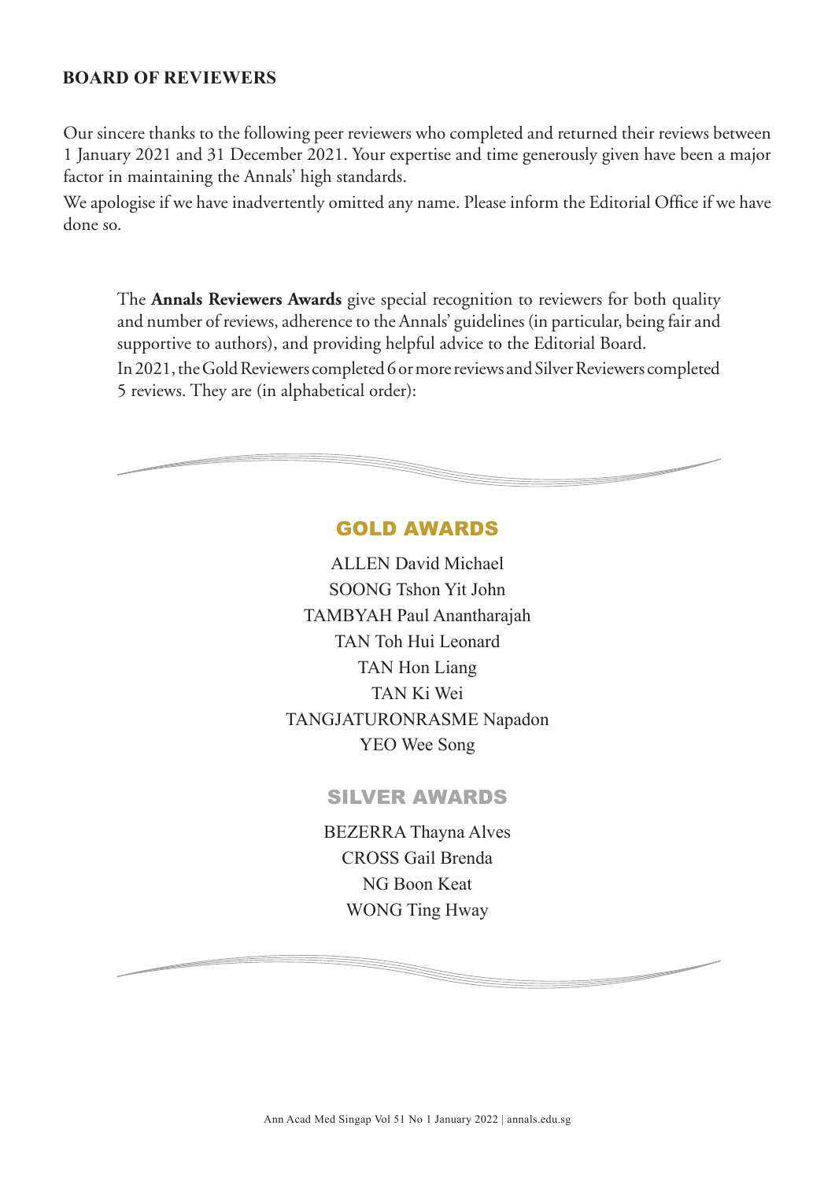## BOARD OF REVIEWERS

Our sincere thanks to the following peer reviewers who completed and returned their reviews between 1 January 2021 and 31 December 2021. Your expertise and time generously given have been a major factor in maintaining the Annals' high standards.

We apologise if we have inadvertently omitted any name. Please inform the Editorial Office if we have done so.

The **Annals Reviewers Awards** give special recognition to reviewers for both quality and number of reviews, adherence to the Annals' guidelines (in particular, being fair and supportive to authors), and providing helpful advice to the Editorial Board.

In 2021, the Gold Reviewers completed 6 or more reviews and Silver Reviewers completed 5 reviews. They are (in alphabetical order):

### GOLD AWARDS

ALLEN David Michael
SOONG Tshon Yit John
TAMBYAH Paul Anantharajah
TAN Toh Hui Leonard
TAN Hon Liang
TAN Ki Wei
TANGJATURONRASME Napadon
YEO Wee Song

### SILVER AWARDS

BEZERRA Thayna Alves
CROSS Gail Brenda
NG Boon Keat
WONG Ting Hway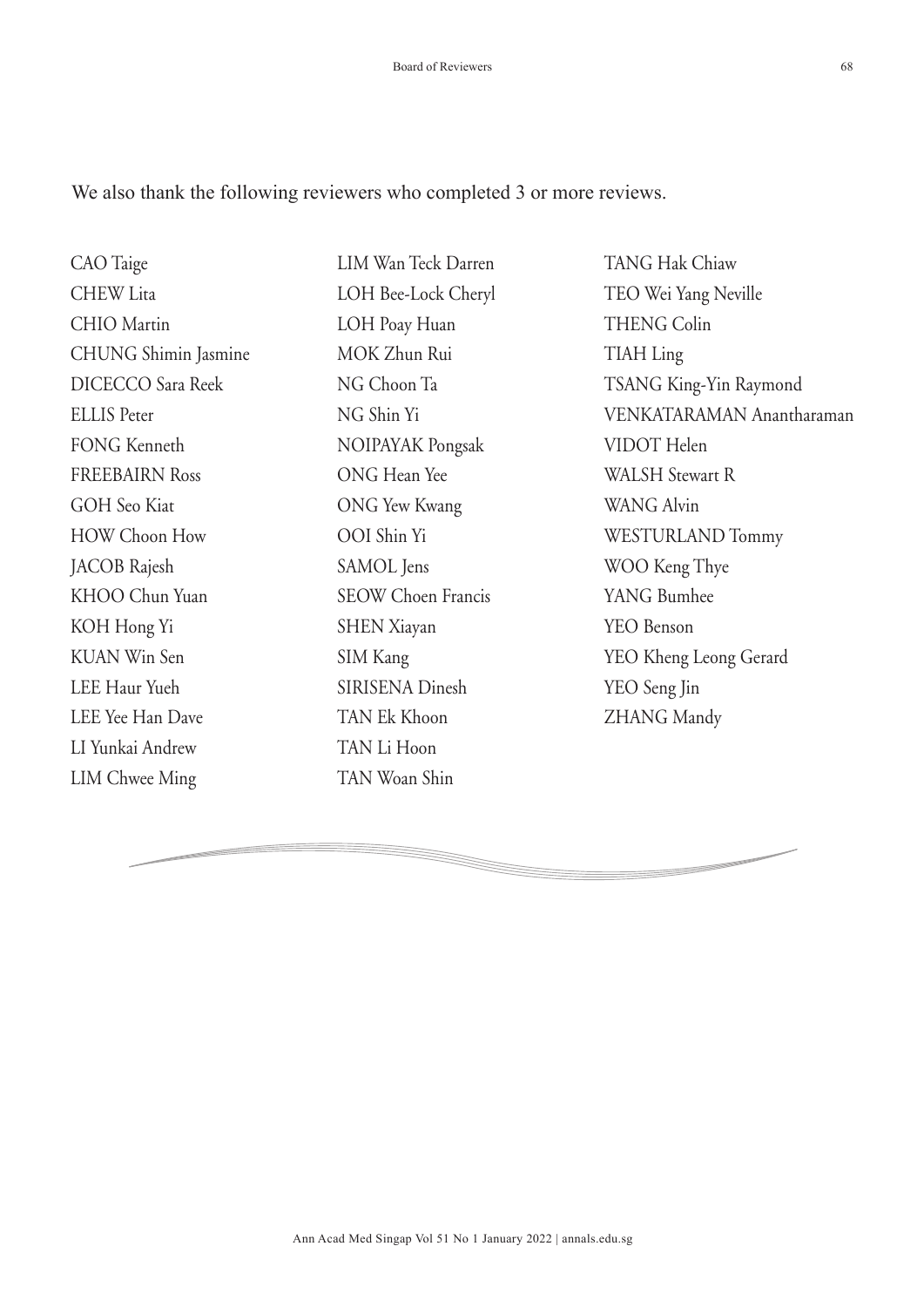We also thank the following reviewers who completed 3 or more reviews.

CAO Taige
CHEW Lita
CHIO Martin
CHUNG Shimin Jasmine
DICECCO Sara Reek
ELLIS Peter
FONG Kenneth
FREEBAIRN Ross
GOH Seo Kiat
HOW Choon How
JACOB Rajesh
KHOO Chun Yuan
KOH Hong Yi
KUAN Win Sen
LEE Haur Yueh
LEE Yee Han Dave
LI Yunkai Andrew
LIM Chwee Ming
LIM Wan Teck Darren
LOH Bee-Lock Cheryl
LOH Poay Huan
MOK Zhun Rui
NG Choon Ta
NG Shin Yi
NOIPAYAK Pongsak
ONG Hean Yee
ONG Yew Kwang
OOI Shin Yi
SAMOL Jens
SEOW Choen Francis
SHEN Xiayan
SIM Kang
SIRISENA Dinesh
TAN Ek Khoon
TAN Li Hoon
TAN Woan Shin
TANG Hak Chiaw
TEO Wei Yang Neville
THENG Colin
TIAH Ling
TSANG King-Yin Raymond
VENKATARAMAN Anantharaman
VIDOT Helen
WALSH Stewart R
WANG Alvin
WESTURLAND Tommy
WOO Keng Thye
YANG Bumhee
YEO Benson
YEO Kheng Leong Gerard
YEO Seng Jin
ZHANG Mandy